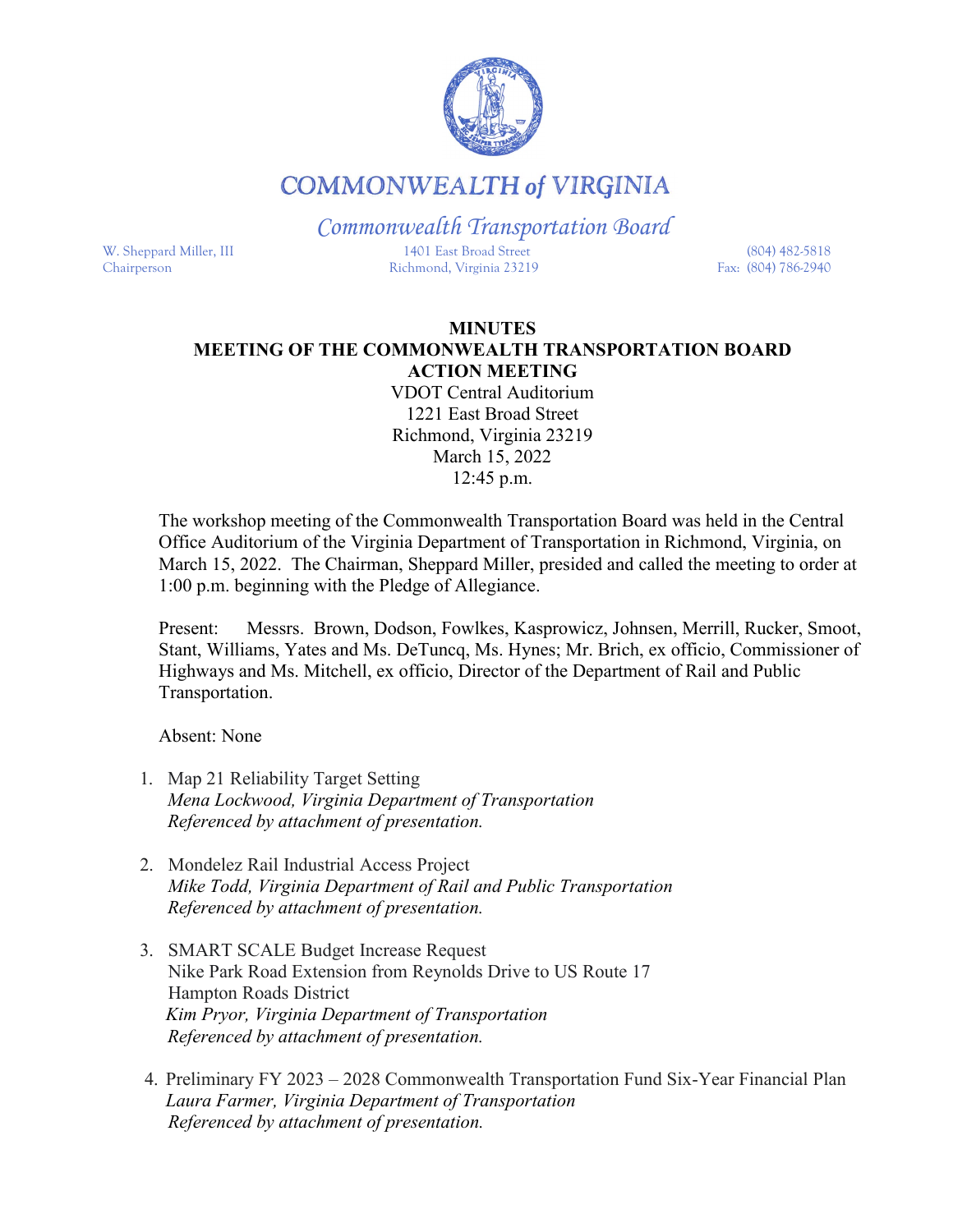# COMMONWEALTH of VIRGINIA

*Commonwealth Transportation Board*

W. Sheppard Miller, III
Chairperson

1401 East Broad Street
Richmond, Virginia 23219

(804) 482-5818
Fax: (804) 786-2940

**MINUTES**
**MEETING OF THE COMMONWEALTH TRANSPORTATION BOARD**
**ACTION MEETING**
VDOT Central Auditorium
1221 East Broad Street
Richmond, Virginia 23219
March 15, 2022
12:45 p.m.

The workshop meeting of the Commonwealth Transportation Board was held in the Central Office Auditorium of the Virginia Department of Transportation in Richmond, Virginia, on March 15, 2022. The Chairman, Sheppard Miller, presided and called the meeting to order at 1:00 p.m. beginning with the Pledge of Allegiance.

Present: Messrs. Brown, Dodson, Fowlkes, Kasprowicz, Johnsen, Merrill, Rucker, Smoot, Stant, Williams, Yates and Ms. DeTuncq, Ms. Hynes; Mr. Brich, ex officio, Commissioner of Highways and Ms. Mitchell, ex officio, Director of the Department of Rail and Public Transportation.

Absent: None

1. Map 21 Reliability Target Setting
   *Mena Lockwood, Virginia Department of Transportation*
   *Referenced by attachment of presentation.*

2. Mondelez Rail Industrial Access Project
   *Mike Todd, Virginia Department of Rail and Public Transportation*
   *Referenced by attachment of presentation.*

3. SMART SCALE Budget Increase Request
   Nike Park Road Extension from Reynolds Drive to US Route 17
   Hampton Roads District
   *Kim Pryor, Virginia Department of Transportation*
   *Referenced by attachment of presentation.*

4. Preliminary FY 2023 – 2028 Commonwealth Transportation Fund Six-Year Financial Plan
   *Laura Farmer, Virginia Department of Transportation*
   *Referenced by attachment of presentation.*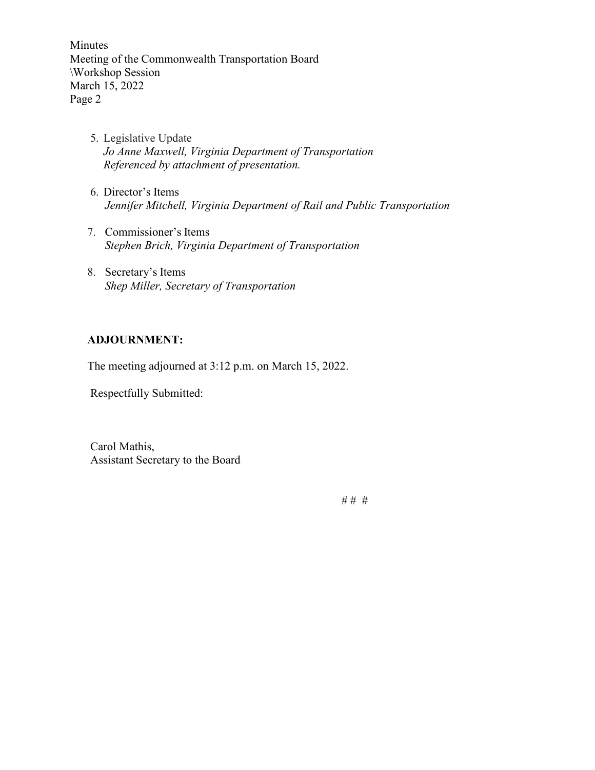5. Legislative Update
   *Jo Anne Maxwell, Virginia Department of Transportation*
   *Referenced by attachment of presentation.*

6. Director's Items
   *Jennifer Mitchell, Virginia Department of Rail and Public Transportation*

7. Commissioner's Items
   *Stephen Brich, Virginia Department of Transportation*

8. Secretary's Items
   *Shep Miller, Secretary of Transportation*

**ADJOURNMENT:**

The meeting adjourned at 3:12 p.m. on March 15, 2022.

Respectfully Submitted:

Carol Mathis,
Assistant Secretary to the Board

# # #